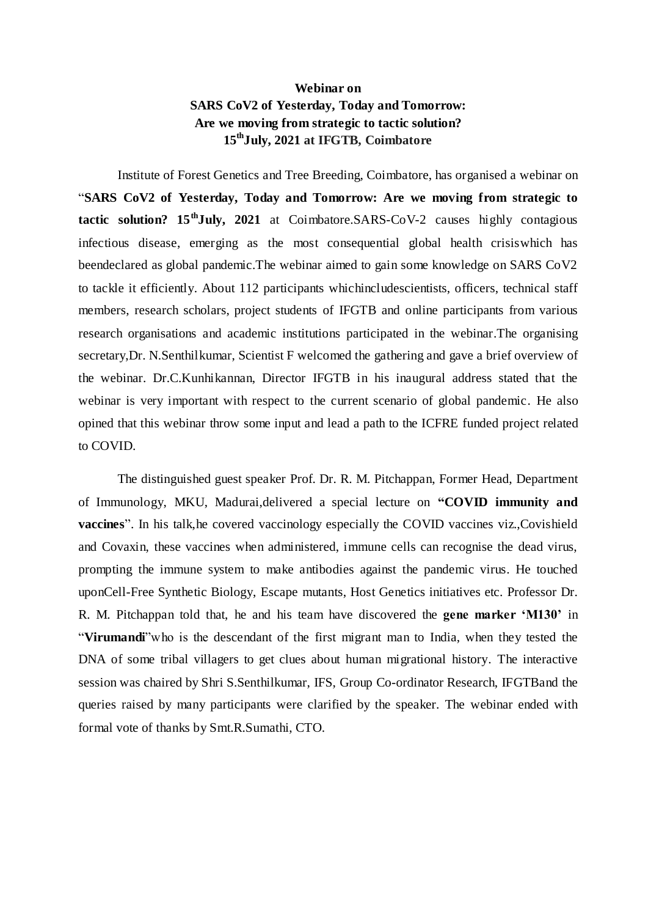**Webinar on**
**SARS CoV2 of Yesterday, Today and Tomorrow:**
**Are we moving from strategic to tactic solution?**
**15th July, 2021 at IFGTB, Coimbatore**

Institute of Forest Genetics and Tree Breeding, Coimbatore, has organised a webinar on "**SARS CoV2 of Yesterday, Today and Tomorrow: Are we moving from strategic to tactic solution? 15th July, 2021** at Coimbatore.SARS-CoV-2 causes highly contagious infectious disease, emerging as the most consequential global health crisiswhich has beendeclared as global pandemic.The webinar aimed to gain some knowledge on SARS CoV2 to tackle it efficiently. About 112 participants whichincludescientists, officers, technical staff members, research scholars, project students of IFGTB and online participants from various research organisations and academic institutions participated in the webinar.The organising secretary,Dr. N.Senthilkumar, Scientist F welcomed the gathering and gave a brief overview of the webinar. Dr.C.Kunhikannan, Director IFGTB in his inaugural address stated that the webinar is very important with respect to the current scenario of global pandemic. He also opined that this webinar throw some input and lead a path to the ICFRE funded project related to COVID.

The distinguished guest speaker Prof. Dr. R. M. Pitchappan, Former Head, Department of Immunology, MKU, Madurai,delivered a special lecture on **"COVID immunity and vaccines**". In his talk,he covered vaccinology especially the COVID vaccines viz.,Covishield and Covaxin, these vaccines when administered, immune cells can recognise the dead virus, prompting the immune system to make antibodies against the pandemic virus. He touched uponCell-Free Synthetic Biology, Escape mutants, Host Genetics initiatives etc. Professor Dr. R. M. Pitchappan told that, he and his team have discovered the **gene marker 'M130'** in "**Virumandi**"who is the descendant of the first migrant man to India, when they tested the DNA of some tribal villagers to get clues about human migrational history. The interactive session was chaired by Shri S.Senthilkumar, IFS, Group Co-ordinator Research, IFGTBand the queries raised by many participants were clarified by the speaker. The webinar ended with formal vote of thanks by Smt.R.Sumathi, CTO.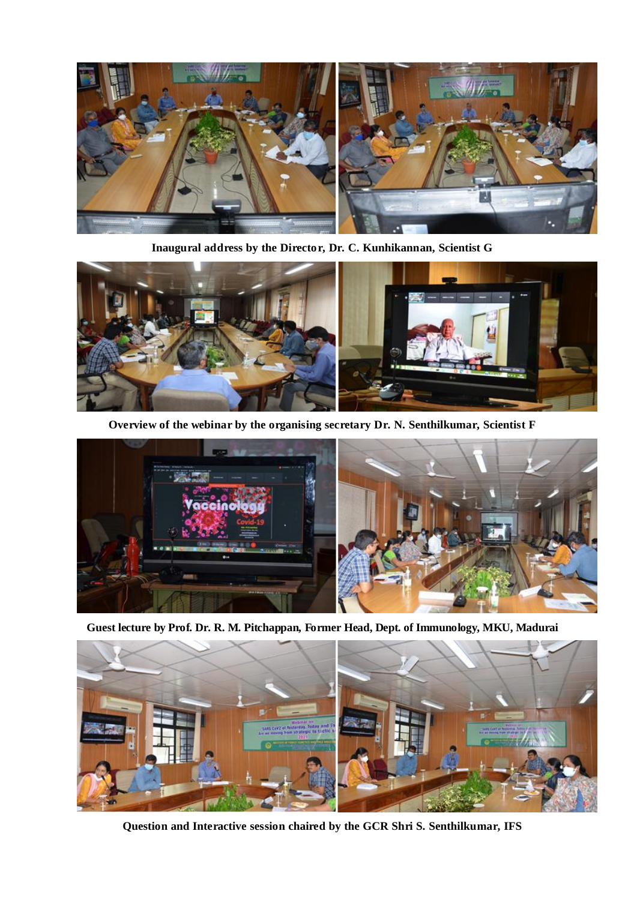**Inaugural address by the Director, Dr. C. Kunhikannan, Scientist G**

**Overview of the webinar by the organising secretary Dr. N. Senthilkumar, Scientist F**

**Guest lecture by Prof. Dr. R. M. Pitchappan, Former Head, Dept. of Immunology, MKU, Madurai**

**Question and Interactive session chaired by the GCR Shri S. Senthilkumar, IFS**